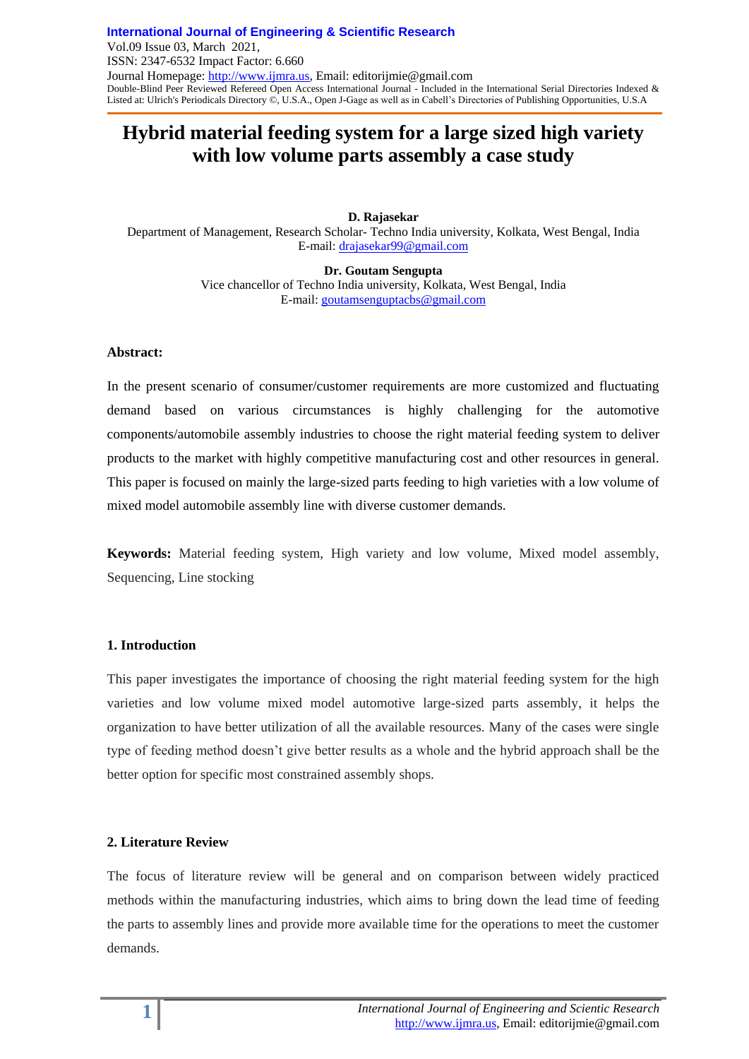# Hybrid material feeding system for a large sized high variety with low volume parts assembly a case study

**D. Rajasekar**
Department of Management, Research Scholar- Techno India university, Kolkata, West Bengal, India
E-mail: drajasekar99@gmail.com

**Dr. Goutam Sengupta**
Vice chancellor of Techno India university, Kolkata, West Bengal, India
E-mail: goutamsenguptacbs@gmail.com

**Abstract:**

In the present scenario of consumer/customer requirements are more customized and fluctuating demand based on various circumstances is highly challenging for the automotive components/automobile assembly industries to choose the right material feeding system to deliver products to the market with highly competitive manufacturing cost and other resources in general. This paper is focused on mainly the large-sized parts feeding to high varieties with a low volume of mixed model automobile assembly line with diverse customer demands.

**Keywords:** Material feeding system, High variety and low volume, Mixed model assembly, Sequencing, Line stocking

## 1. Introduction

This paper investigates the importance of choosing the right material feeding system for the high varieties and low volume mixed model automotive large-sized parts assembly, it helps the organization to have better utilization of all the available resources. Many of the cases were single type of feeding method doesn't give better results as a whole and the hybrid approach shall be the better option for specific most constrained assembly shops.

## 2. Literature Review

The focus of literature review will be general and on comparison between widely practiced methods within the manufacturing industries, which aims to bring down the lead time of feeding the parts to assembly lines and provide more available time for the operations to meet the customer demands.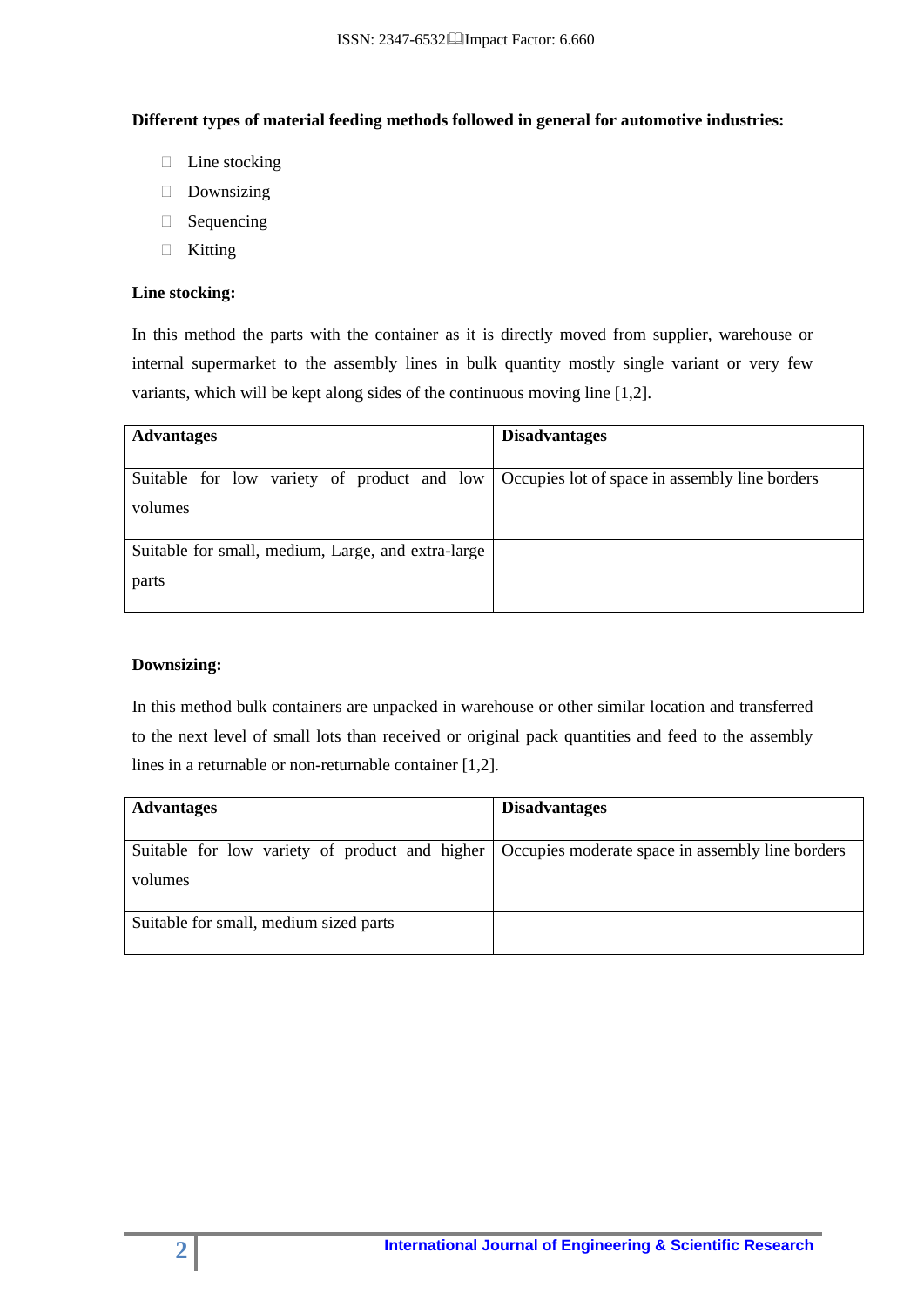**Different types of material feeding methods followed in general for automotive industries:**

- Line stocking
- Downsizing
- Sequencing
- Kitting

**Line stocking:**

In this method the parts with the container as it is directly moved from supplier, warehouse or internal supermarket to the assembly lines in bulk quantity mostly single variant or very few variants, which will be kept along sides of the continuous moving line [1,2].

| Advantages | Disadvantages |
|---|---|
| Suitable for low variety of product and low volumes | Occupies lot of space in assembly line borders |
| Suitable for small, medium, Large, and extra-large parts | |

**Downsizing:**

In this method bulk containers are unpacked in warehouse or other similar location and transferred to the next level of small lots than received or original pack quantities and feed to the assembly lines in a returnable or non-returnable container [1,2].

| Advantages | Disadvantages |
|---|---|
| Suitable for low variety of product and higher volumes | Occupies moderate space in assembly line borders |
| Suitable for small, medium sized parts | |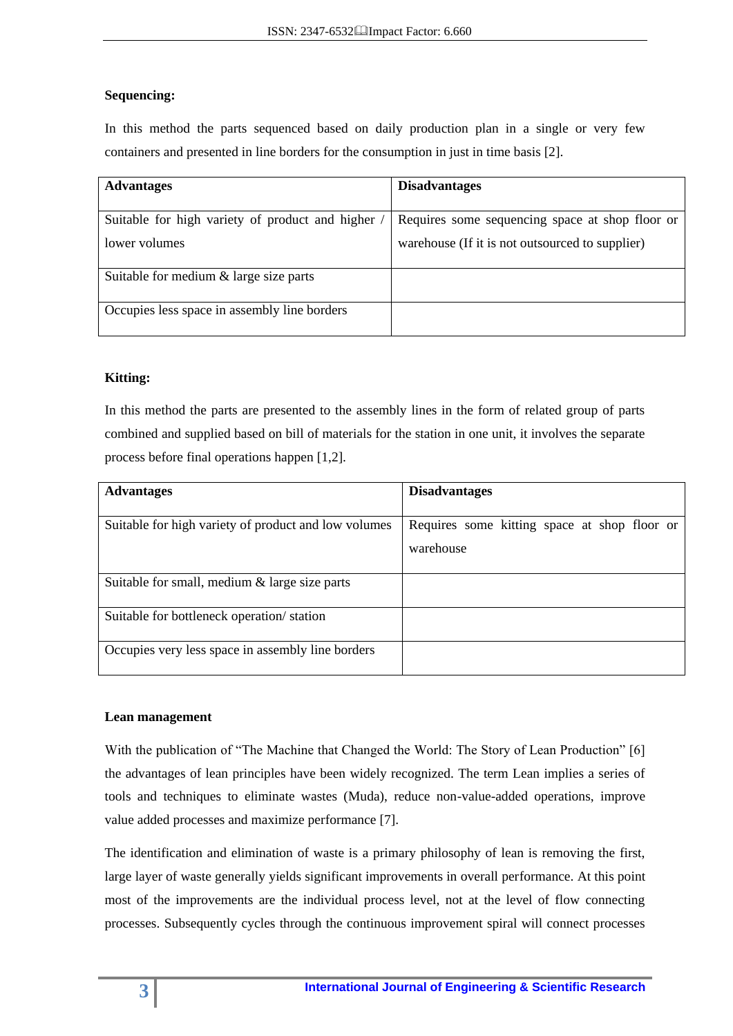**Sequencing:**

In this method the parts sequenced based on daily production plan in a single or very few containers and presented in line borders for the consumption in just in time basis [2].

| **Advantages** | **Disadvantages** |
|---|---|
| Suitable for high variety of product and higher / lower volumes | Requires some sequencing space at shop floor or warehouse (If it is not outsourced to supplier) |
| Suitable for medium & large size parts | |
| Occupies less space in assembly line borders | |

**Kitting:**

In this method the parts are presented to the assembly lines in the form of related group of parts combined and supplied based on bill of materials for the station in one unit, it involves the separate process before final operations happen [1,2].

| **Advantages** | **Disadvantages** |
|---|---|
| Suitable for high variety of product and low volumes | Requires some kitting space at shop floor or warehouse |
| Suitable for small, medium & large size parts | |
| Suitable for bottleneck operation/ station | |
| Occupies very less space in assembly line borders | |

**Lean management**

With the publication of "The Machine that Changed the World: The Story of Lean Production" [6] the advantages of lean principles have been widely recognized. The term Lean implies a series of tools and techniques to eliminate wastes (Muda), reduce non-value-added operations, improve value added processes and maximize performance [7].

The identification and elimination of waste is a primary philosophy of lean is removing the first, large layer of waste generally yields significant improvements in overall performance. At this point most of the improvements are the individual process level, not at the level of flow connecting processes. Subsequently cycles through the continuous improvement spiral will connect processes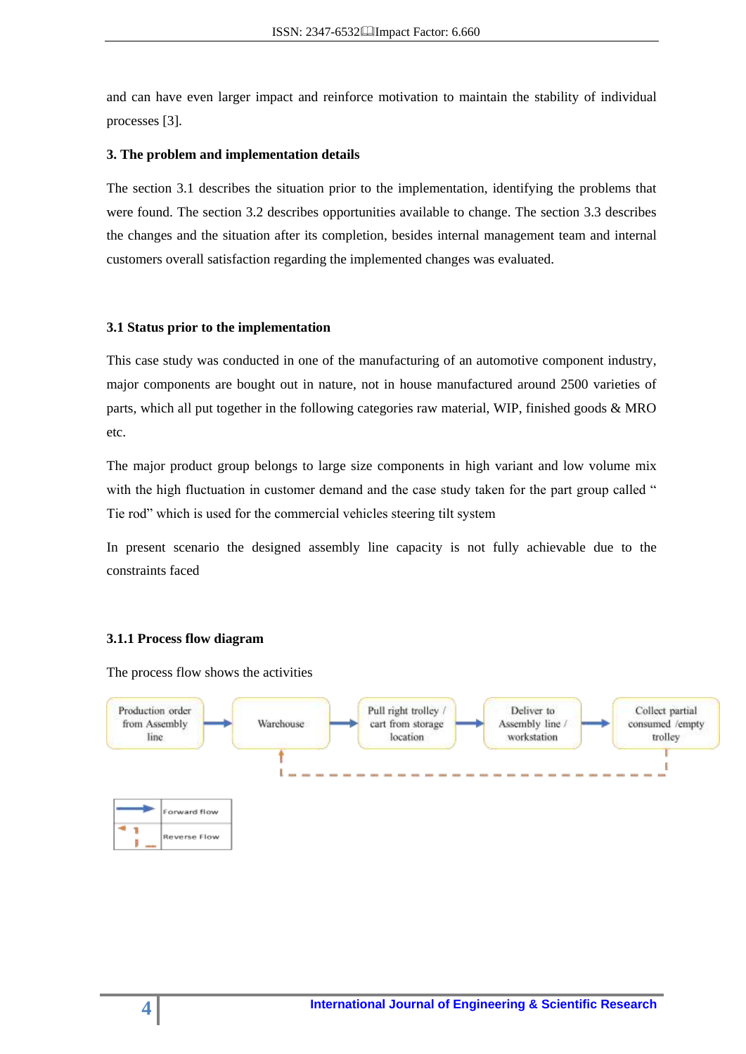and can have even larger impact and reinforce motivation to maintain the stability of individual processes [3].

## 3. The problem and implementation details

The section 3.1 describes the situation prior to the implementation, identifying the problems that were found. The section 3.2 describes opportunities available to change. The section 3.3 describes the changes and the situation after its completion, besides internal management team and internal customers overall satisfaction regarding the implemented changes was evaluated.

### 3.1 Status prior to the implementation

This case study was conducted in one of the manufacturing of an automotive component industry, major components are bought out in nature, not in house manufactured around 2500 varieties of parts, which all put together in the following categories raw material, WIP, finished goods & MRO etc.

The major product group belongs to large size components in high variant and low volume mix with the high fluctuation in customer demand and the case study taken for the part group called " Tie rod" which is used for the commercial vehicles steering tilt system

In present scenario the designed assembly line capacity is not fully achievable due to the constraints faced

#### 3.1.1 Process flow diagram

The process flow shows the activities

Production order from Assembly line → Warehouse → Pull right trolley / cart from storage location → Deliver to Assembly line / workstation → Collect partial consumed /empty trolley

(Reverse flow: Collect partial consumed /empty trolley → Warehouse)

| | |
|---|---|
| → | Forward flow |
| ⇠ | Reverse Flow |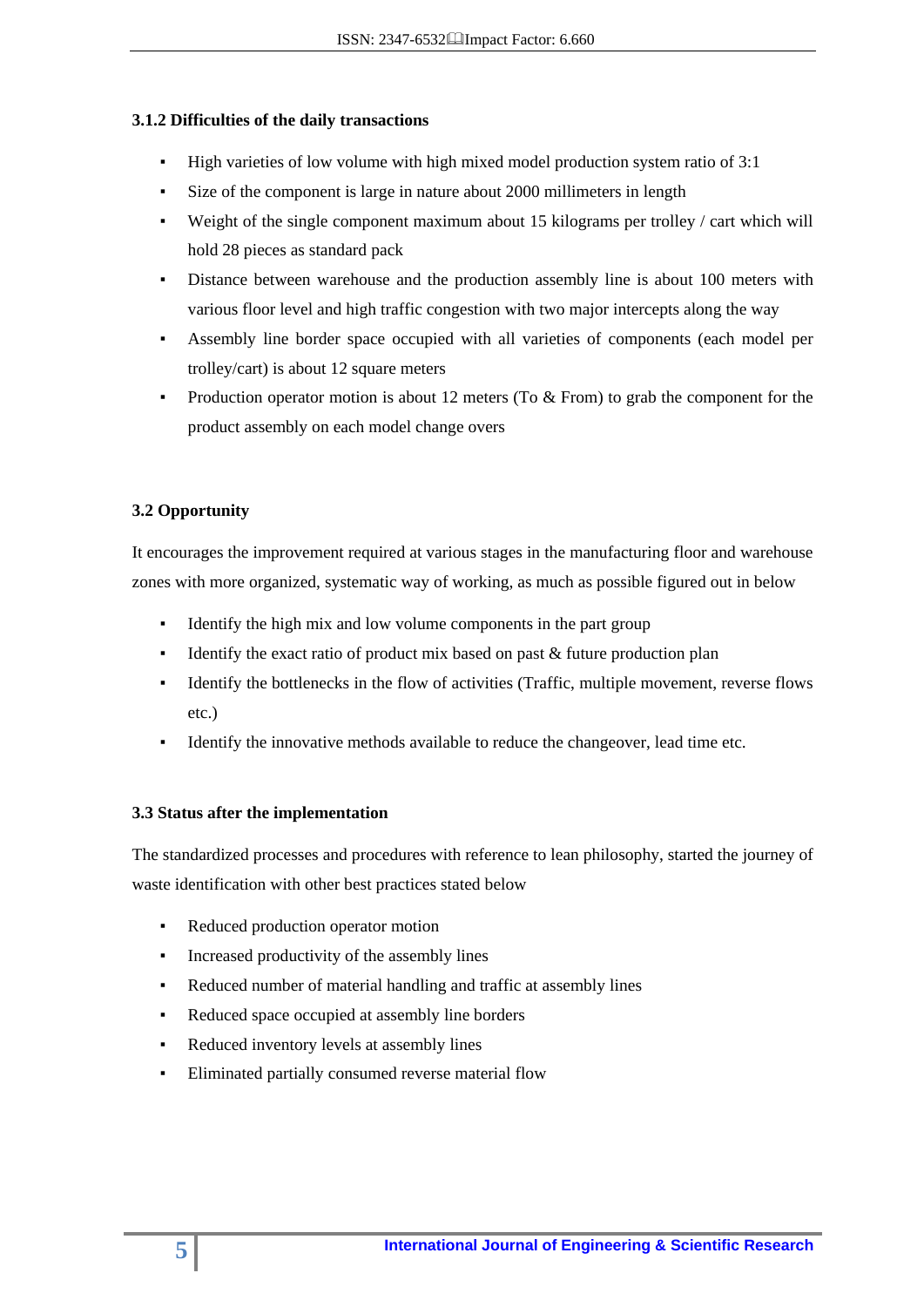### 3.1.2 Difficulties of the daily transactions

- High varieties of low volume with high mixed model production system ratio of 3:1
- Size of the component is large in nature about 2000 millimeters in length
- Weight of the single component maximum about 15 kilograms per trolley / cart which will hold 28 pieces as standard pack
- Distance between warehouse and the production assembly line is about 100 meters with various floor level and high traffic congestion with two major intercepts along the way
- Assembly line border space occupied with all varieties of components (each model per trolley/cart) is about 12 square meters
- Production operator motion is about 12 meters (To & From) to grab the component for the product assembly on each model change overs

### 3.2 Opportunity

It encourages the improvement required at various stages in the manufacturing floor and warehouse zones with more organized, systematic way of working, as much as possible figured out in below

- Identify the high mix and low volume components in the part group
- Identify the exact ratio of product mix based on past & future production plan
- Identify the bottlenecks in the flow of activities (Traffic, multiple movement, reverse flows etc.)
- Identify the innovative methods available to reduce the changeover, lead time etc.

### 3.3 Status after the implementation

The standardized processes and procedures with reference to lean philosophy, started the journey of waste identification with other best practices stated below

- Reduced production operator motion
- Increased productivity of the assembly lines
- Reduced number of material handling and traffic at assembly lines
- Reduced space occupied at assembly line borders
- Reduced inventory levels at assembly lines
- Eliminated partially consumed reverse material flow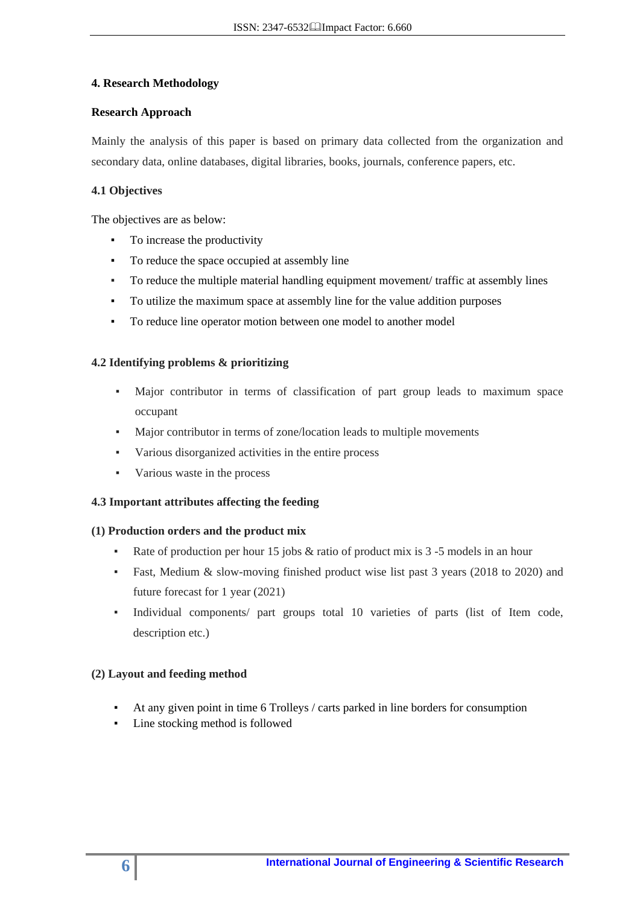## 4. Research Methodology

### Research Approach

Mainly the analysis of this paper is based on primary data collected from the organization and secondary data, online databases, digital libraries, books, journals, conference papers, etc.

### 4.1 Objectives

The objectives are as below:

- To increase the productivity
- To reduce the space occupied at assembly line
- To reduce the multiple material handling equipment movement/ traffic at assembly lines
- To utilize the maximum space at assembly line for the value addition purposes
- To reduce line operator motion between one model to another model

### 4.2 Identifying problems & prioritizing

- Major contributor in terms of classification of part group leads to maximum space occupant
- Major contributor in terms of zone/location leads to multiple movements
- Various disorganized activities in the entire process
- Various waste in the process

### 4.3 Important attributes affecting the feeding

#### (1) Production orders and the product mix

- Rate of production per hour 15 jobs & ratio of product mix is 3 -5 models in an hour
- Fast, Medium & slow-moving finished product wise list past 3 years (2018 to 2020) and future forecast for 1 year (2021)
- Individual components/ part groups total 10 varieties of parts (list of Item code, description etc.)

#### (2) Layout and feeding method

- At any given point in time 6 Trolleys / carts parked in line borders for consumption
- Line stocking method is followed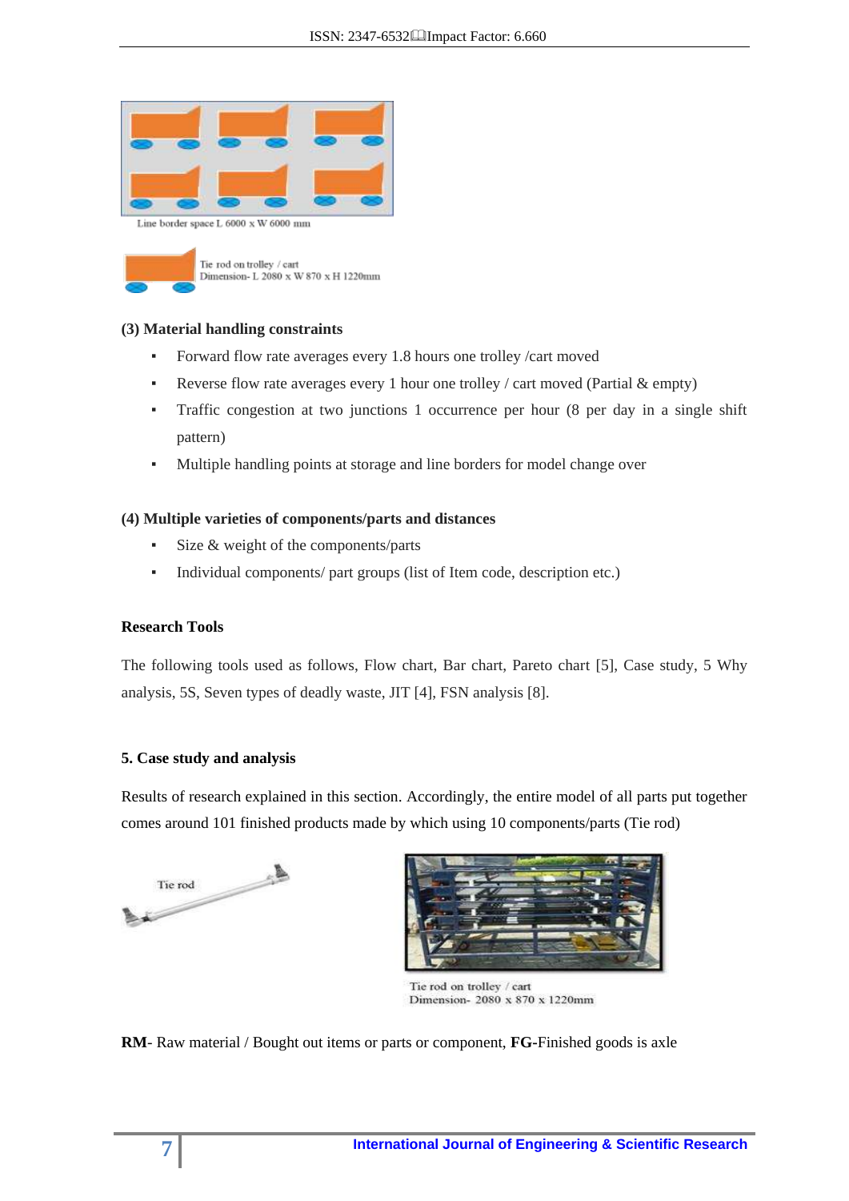Line border space L 6000 x W 6000 mm

Tie rod on trolley / cart
Dimension- L 2080 x W 870 x H 1220mm

**(3) Material handling constraints**

- Forward flow rate averages every 1.8 hours one trolley /cart moved
- Reverse flow rate averages every 1 hour one trolley / cart moved (Partial & empty)
- Traffic congestion at two junctions 1 occurrence per hour (8 per day in a single shift pattern)
- Multiple handling points at storage and line borders for model change over

**(4) Multiple varieties of components/parts and distances**

- Size & weight of the components/parts
- Individual components/ part groups (list of Item code, description etc.)

**Research Tools**

The following tools used as follows, Flow chart, Bar chart, Pareto chart [5], Case study, 5 Why analysis, 5S, Seven types of deadly waste, JIT [4], FSN analysis [8].

## 5. Case study and analysis

Results of research explained in this section. Accordingly, the entire model of all parts put together comes around 101 finished products made by which using 10 components/parts (Tie rod)

Tie rod

Tie rod on trolley / cart
Dimension- 2080 x 870 x 1220mm

**RM**- Raw material / Bought out items or parts or component, **FG**-Finished goods is axle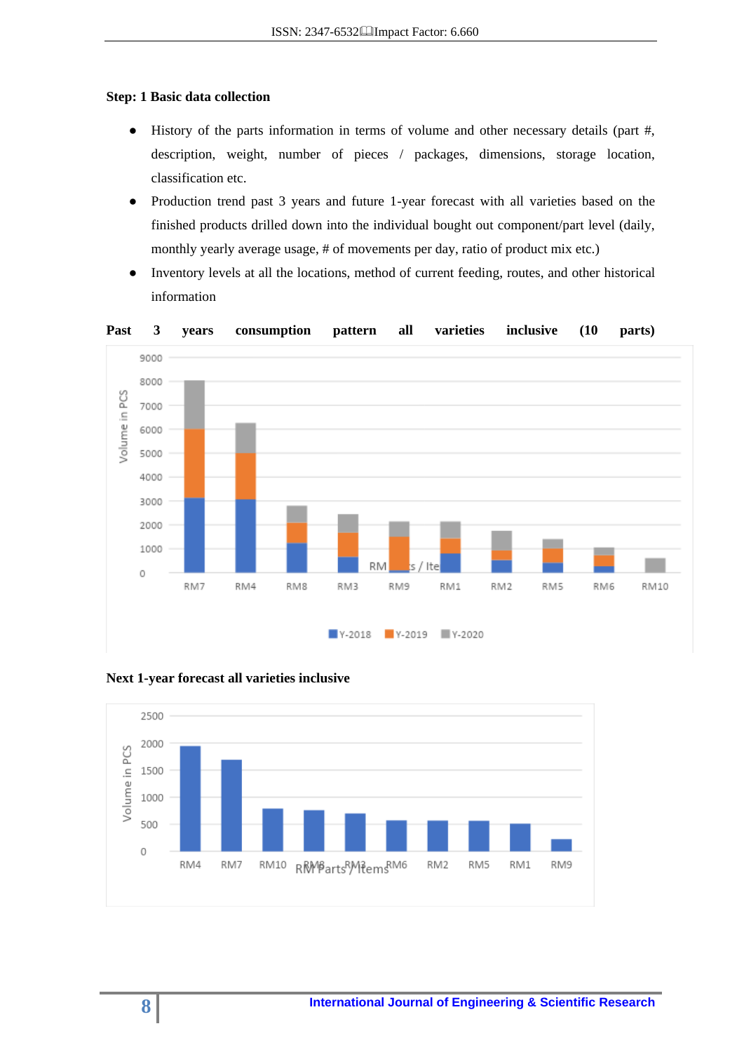**Step: 1 Basic data collection**

- History of the parts information in terms of volume and other necessary details (part #, description, weight, number of pieces / packages, dimensions, storage location, classification etc.
- Production trend past 3 years and future 1-year forecast with all varieties based on the finished products drilled down into the individual bought out component/part level (daily, monthly yearly average usage, # of movements per day, ratio of product mix etc.)
- Inventory levels at all the locations, method of current feeding, routes, and other historical information

**Past 3 years consumption pattern all varieties inclusive (10 parts)**

**Next 1-year forecast all varieties inclusive**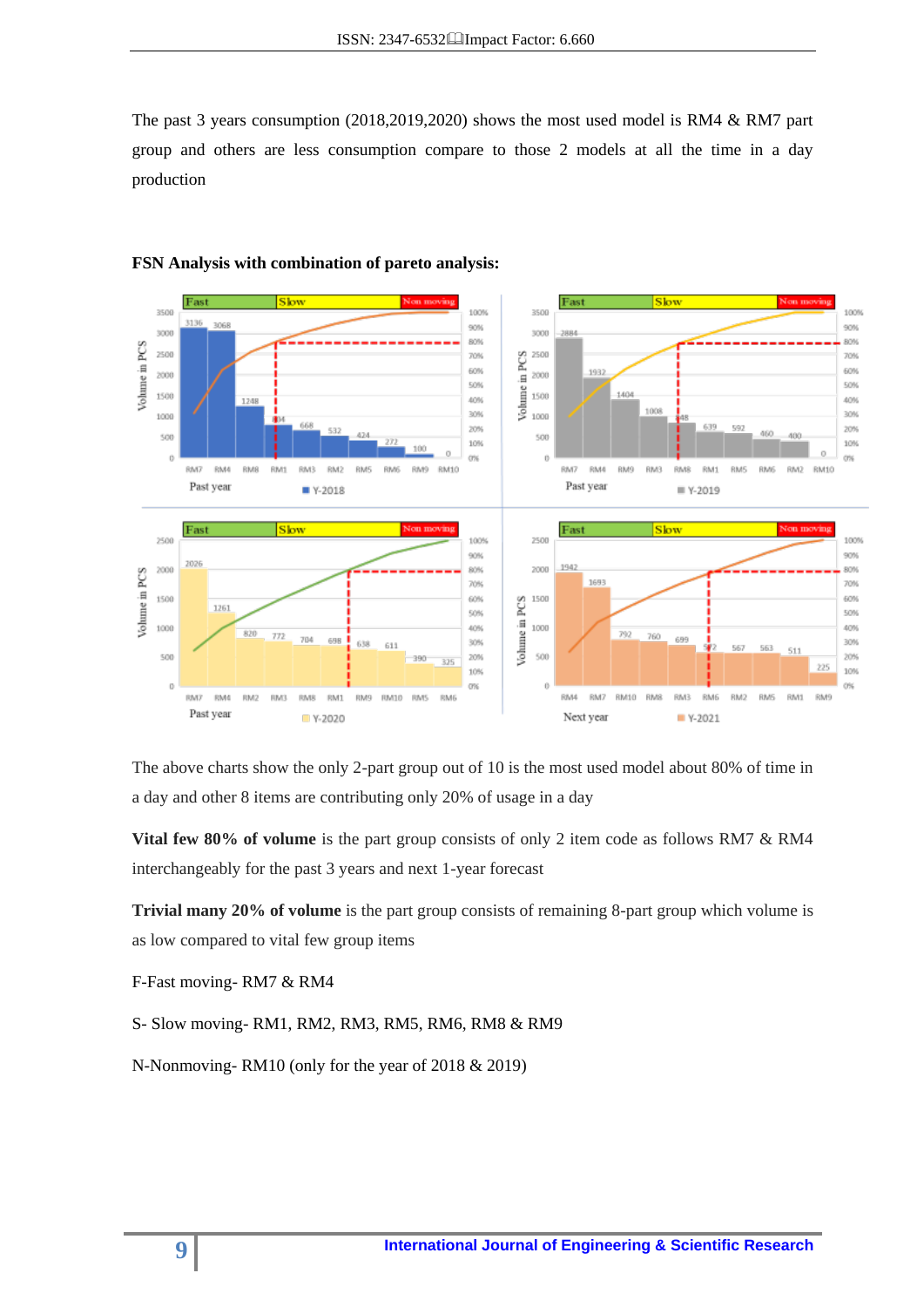The past 3 years consumption (2018,2019,2020) shows the most used model is RM4 & RM7 part group and others are less consumption compare to those 2 models at all the time in a day production

**FSN Analysis with combination of pareto analysis:**

The above charts show the only 2-part group out of 10 is the most used model about 80% of time in a day and other 8 items are contributing only 20% of usage in a day

**Vital few 80% of volume** is the part group consists of only 2 item code as follows RM7 & RM4 interchangeably for the past 3 years and next 1-year forecast

**Trivial many 20% of volume** is the part group consists of remaining 8-part group which volume is as low compared to vital few group items

F-Fast moving- RM7 & RM4

S- Slow moving- RM1, RM2, RM3, RM5, RM6, RM8 & RM9

N-Nonmoving- RM10 (only for the year of 2018 & 2019)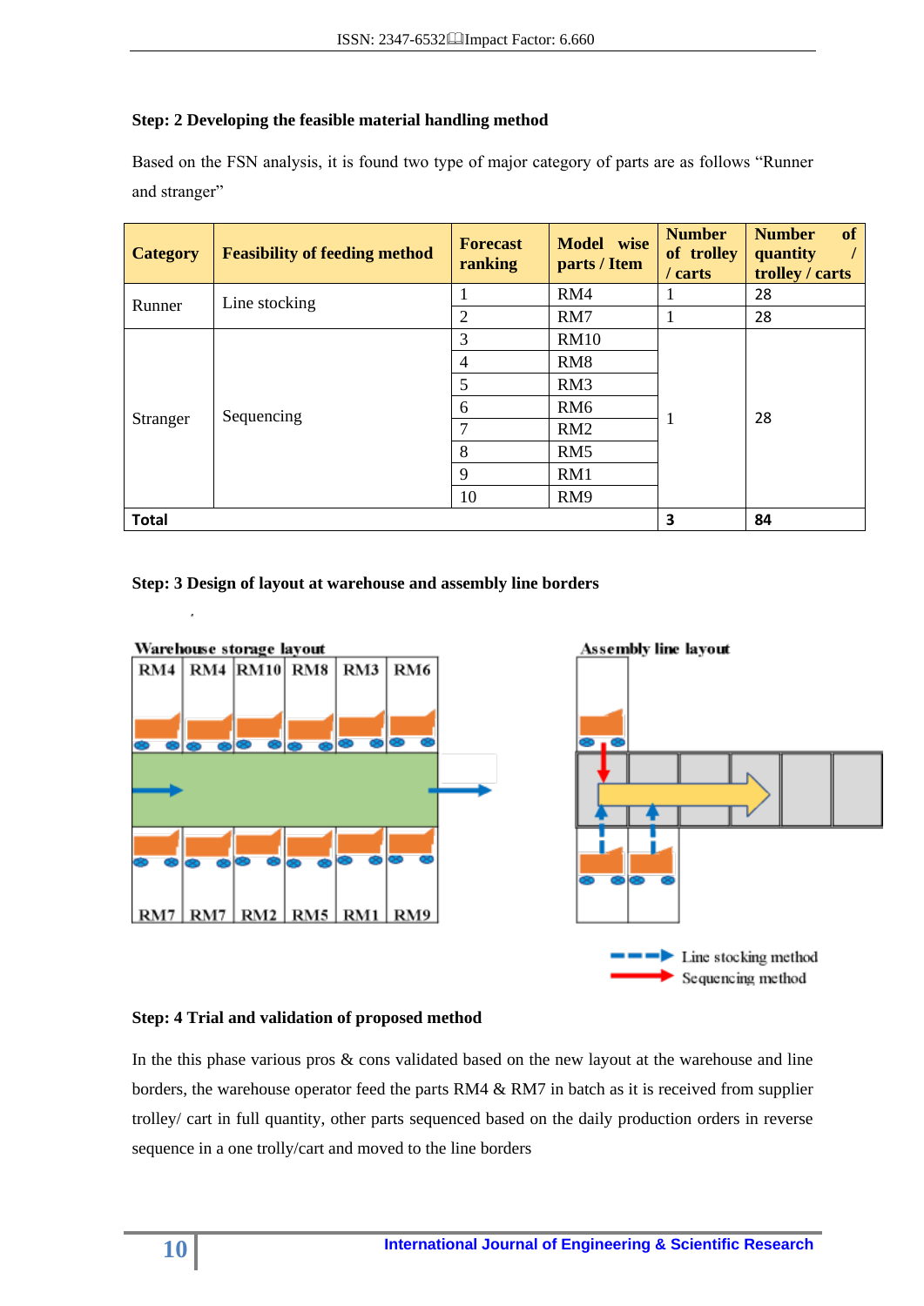**Step: 2 Developing the feasible material handling method**

Based on the FSN analysis, it is found two type of major category of parts are as follows "Runner and stranger"

| Category | Feasibility of feeding method | Forecast ranking | Model wise parts / Item | Number of trolley / carts | Number of quantity / trolley / carts |
|---|---|---|---|---|---|
| Runner | Line stocking | 1 | RM4 | 1 | 28 |
| | | 2 | RM7 | 1 | 28 |
| Stranger | Sequencing | 3 | RM10 | 1 | 28 |
| | | 4 | RM8 | | |
| | | 5 | RM3 | | |
| | | 6 | RM6 | | |
| | | 7 | RM2 | | |
| | | 8 | RM5 | | |
| | | 9 | RM1 | | |
| | | 10 | RM9 | | |
| **Total** | | | | **3** | **84** |

**Step: 3 Design of layout at warehouse and assembly line borders**

Warehouse storage layout

RM4 RM4 RM10 RM8 RM3 RM6

RM7 RM7 RM2 RM5 RM1 RM9

Assembly line layout

Line stocking method

Sequencing method

**Step: 4 Trial and validation of proposed method**

In the this phase various pros & cons validated based on the new layout at the warehouse and line borders, the warehouse operator feed the parts RM4 & RM7 in batch as it is received from supplier trolley/ cart in full quantity, other parts sequenced based on the daily production orders in reverse sequence in a one trolly/cart and moved to the line borders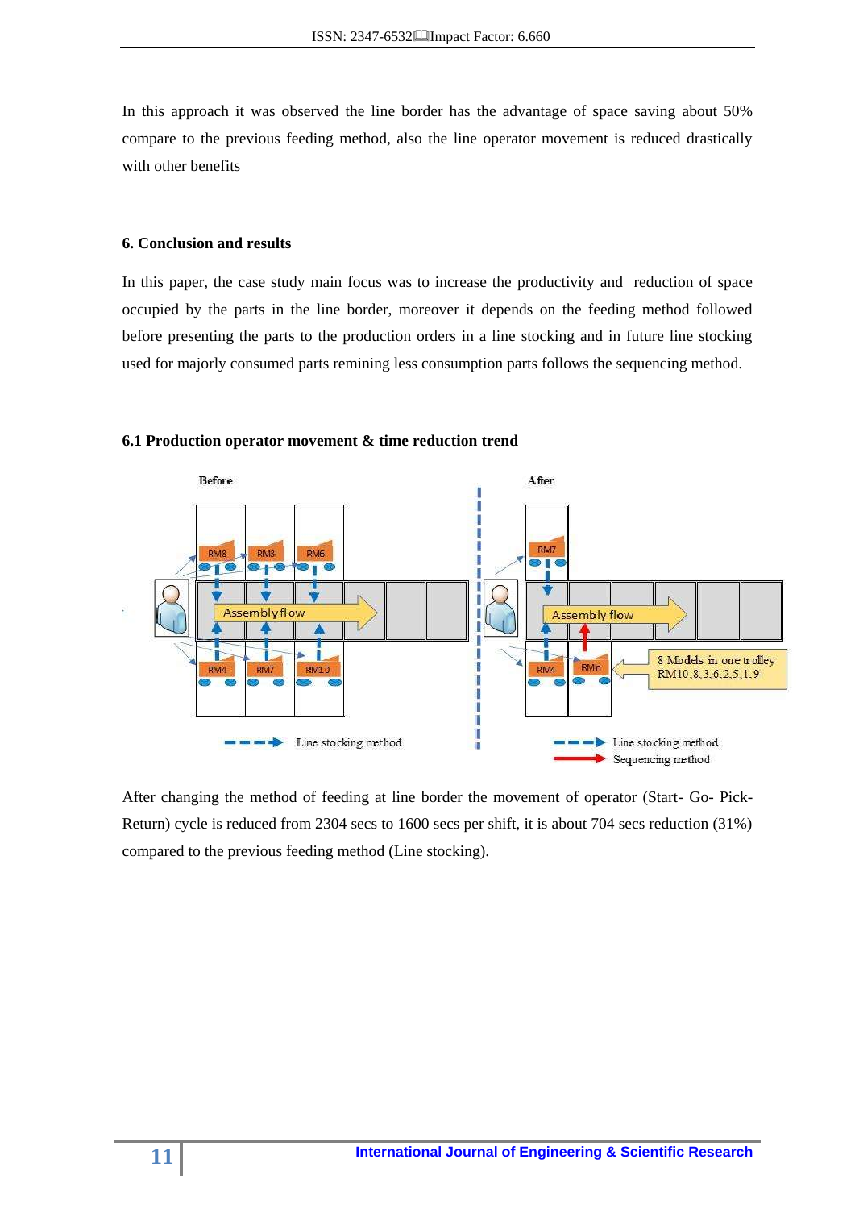In this approach it was observed the line border has the advantage of space saving about 50% compare to the previous feeding method, also the line operator movement is reduced drastically with other benefits

### 6. Conclusion and results

In this paper, the case study main focus was to increase the productivity and reduction of space occupied by the parts in the line border, moreover it depends on the feeding method followed before presenting the parts to the production orders in a line stocking and in future line stocking used for majorly consumed parts remining less consumption parts follows the sequencing method.

### 6.1 Production operator movement & time reduction trend

After changing the method of feeding at line border the movement of operator (Start- Go- Pick- Return) cycle is reduced from 2304 secs to 1600 secs per shift, it is about 704 secs reduction (31%) compared to the previous feeding method (Line stocking).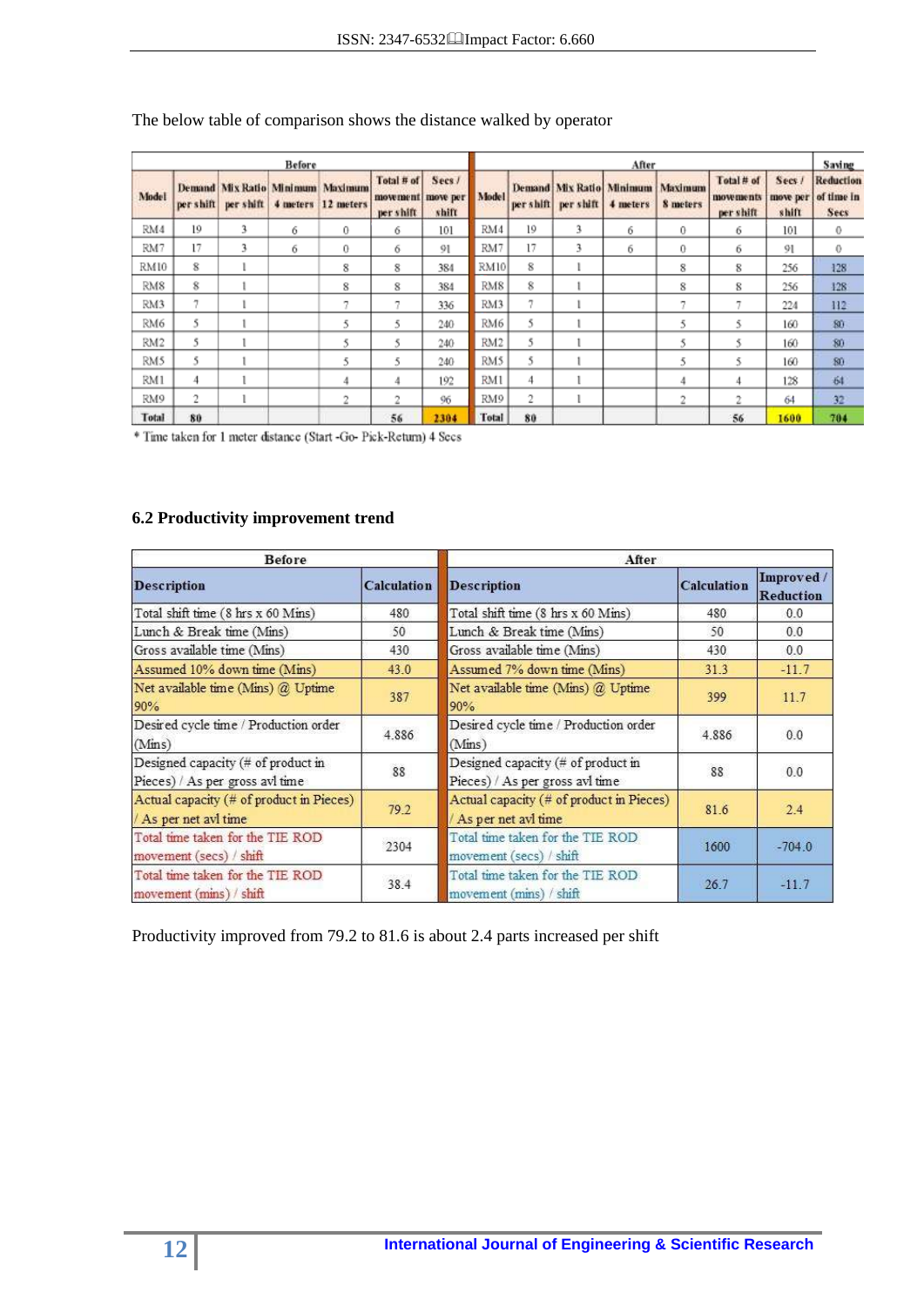The below table of comparison shows the distance walked by operator

| Before | | | | | | | After | | | | | | | Saving |
|---|---|---|---|---|---|---|---|---|---|---|---|---|---|---|
| Model | Demand per shift | Mix Ratio per shift | Minimum 4 meters | Maximum 12 meters | Total # of movement per shift | Secs / move per shift | Model | Demand per shift | Mix Ratio per shift | Minimum 4 meters | Maximum 8 meters | Total # of movements per shift | Secs / move per shift | Reduction of time in Secs |
| RM4 | 19 | 3 | 6 | 0 | 6 | 101 | RM4 | 19 | 3 | 6 | 0 | 6 | 101 | 0 |
| RM7 | 17 | 3 | 6 | 0 | 6 | 91 | RM7 | 17 | 3 | 6 | 0 | 6 | 91 | 0 |
| RM10 | 8 | 1 | | 8 | 8 | 384 | RM10 | 8 | 1 | | 8 | 8 | 256 | 128 |
| RM8 | 8 | 1 | | 8 | 8 | 384 | RM8 | 8 | 1 | | 8 | 8 | 256 | 128 |
| RM3 | 7 | 1 | | 7 | 7 | 336 | RM3 | 7 | 1 | | 7 | 7 | 224 | 112 |
| RM6 | 5 | 1 | | 5 | 5 | 240 | RM6 | 5 | 1 | | 5 | 5 | 160 | 80 |
| RM2 | 5 | 1 | | 5 | 5 | 240 | RM2 | 5 | 1 | | 5 | 5 | 160 | 80 |
| RM5 | 5 | 1 | | 5 | 5 | 240 | RM5 | 5 | 1 | | 5 | 5 | 160 | 80 |
| RM1 | 4 | 1 | | 4 | 4 | 192 | RM1 | 4 | 1 | | 4 | 4 | 128 | 64 |
| RM9 | 2 | 1 | | 2 | 2 | 96 | RM9 | 2 | 1 | | 2 | 2 | 64 | 32 |
| Total | 80 | | | | 56 | 2304 | Total | 80 | | | | 56 | 1600 | 704 |

* Time taken for 1 meter distance (Start -Go- Pick-Return) 4 Secs

### 6.2 Productivity improvement trend

| Before | | After | | |
|---|---|---|---|---|
| Description | Calculation | Description | Calculation | Improved / Reduction |
| Total shift time (8 hrs x 60 Mins) | 480 | Total shift time (8 hrs x 60 Mins) | 480 | 0.0 |
| Lunch & Break time (Mins) | 50 | Lunch & Break time (Mins) | 50 | 0.0 |
| Gross available time (Mins) | 430 | Gross available time (Mins) | 430 | 0.0 |
| Assumed 10% down time (Mins) | 43.0 | Assumed 7% down time (Mins) | 31.3 | -11.7 |
| Net available time (Mins) @ Uptime 90% | 387 | Net available time (Mins) @ Uptime 90% | 399 | 11.7 |
| Desired cycle time / Production order (Mins) | 4.886 | Desired cycle time / Production order (Mins) | 4.886 | 0.0 |
| Designed capacity (# of product in Pieces) / As per gross avl time | 88 | Designed capacity (# of product in Pieces) / As per gross avl time | 88 | 0.0 |
| Actual capacity (# of product in Pieces) / As per net avl time | 79.2 | Actual capacity (# of product in Pieces) / As per net avl time | 81.6 | 2.4 |
| Total time taken for the TIE ROD movement (secs) / shift | 2304 | Total time taken for the TIE ROD movement (secs) / shift | 1600 | -704.0 |
| Total time taken for the TIE ROD movement (mins) / shift | 38.4 | Total time taken for the TIE ROD movement (mins) / shift | 26.7 | -11.7 |

Productivity improved from 79.2 to 81.6 is about 2.4 parts increased per shift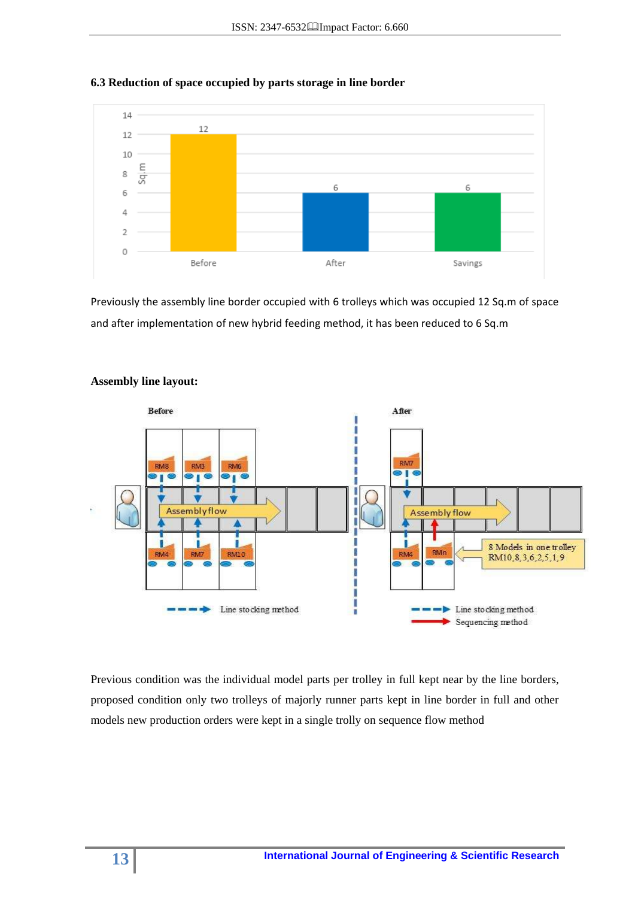### 6.3 Reduction of space occupied by parts storage in line border

Previously the assembly line border occupied with 6 trolleys which was occupied 12 Sq.m of space and after implementation of new hybrid feeding method, it has been reduced to 6 Sq.m

**Assembly line layout:**

Previous condition was the individual model parts per trolley in full kept near by the line borders, proposed condition only two trolleys of majorly runner parts kept in line border in full and other models new production orders were kept in a single trolly on sequence flow method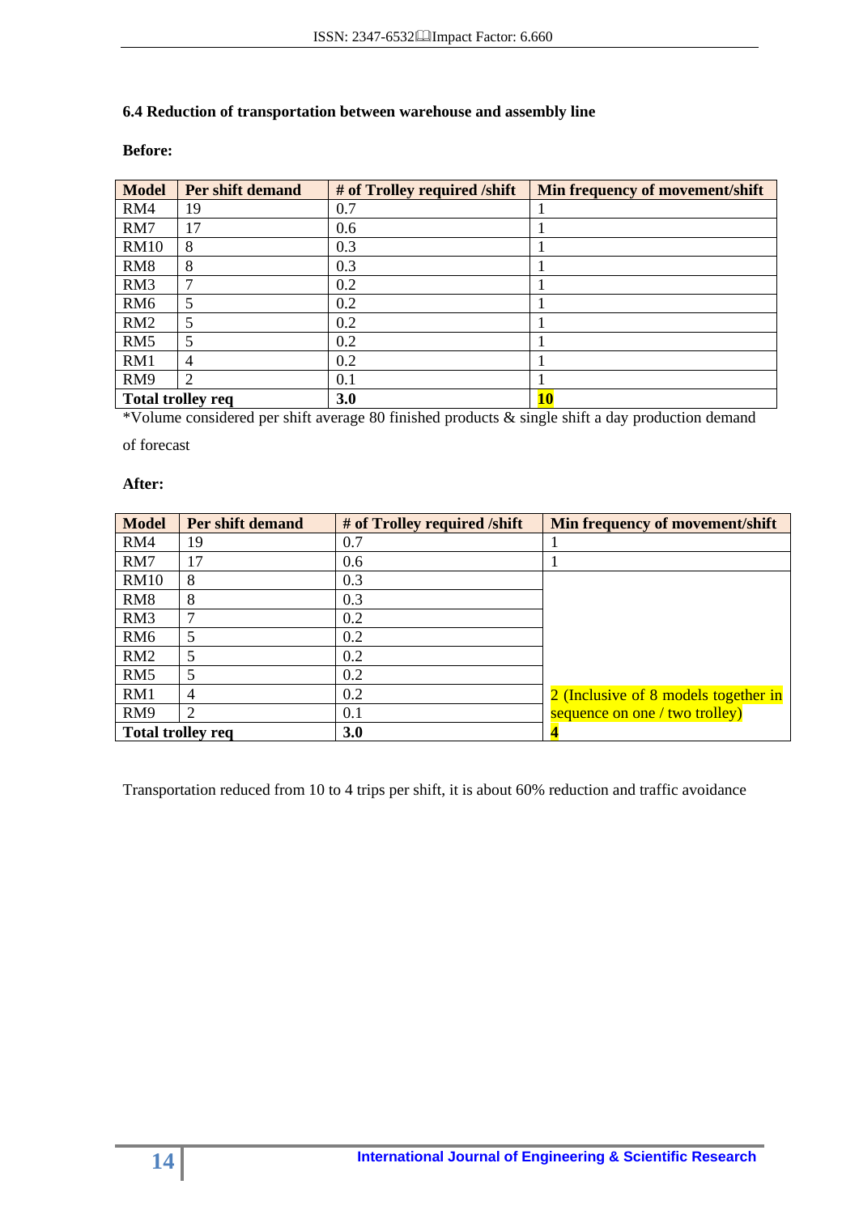### 6.4 Reduction of transportation between warehouse and assembly line

**Before:**

| Model | Per shift demand | # of Trolley required /shift | Min frequency of movement/shift |
|---|---|---|---|
| RM4 | 19 | 0.7 | 1 |
| RM7 | 17 | 0.6 | 1 |
| RM10 | 8 | 0.3 | 1 |
| RM8 | 8 | 0.3 | 1 |
| RM3 | 7 | 0.2 | 1 |
| RM6 | 5 | 0.2 | 1 |
| RM2 | 5 | 0.2 | 1 |
| RM5 | 5 | 0.2 | 1 |
| RM1 | 4 | 0.2 | 1 |
| RM9 | 2 | 0.1 | 1 |
| **Total trolley req** | | **3.0** | **10** |

*Volume considered per shift average 80 finished products & single shift a day production demand of forecast

**After:**

| Model | Per shift demand | # of Trolley required /shift | Min frequency of movement/shift |
|---|---|---|---|
| RM4 | 19 | 0.7 | 1 |
| RM7 | 17 | 0.6 | 1 |
| RM10 | 8 | 0.3 | 2 (Inclusive of 8 models together in sequence on one / two trolley) |
| RM8 | 8 | 0.3 | |
| RM3 | 7 | 0.2 | |
| RM6 | 5 | 0.2 | |
| RM2 | 5 | 0.2 | |
| RM5 | 5 | 0.2 | |
| RM1 | 4 | 0.2 | |
| RM9 | 2 | 0.1 | |
| **Total trolley req** | | **3.0** | **4** |

Transportation reduced from 10 to 4 trips per shift, it is about 60% reduction and traffic avoidance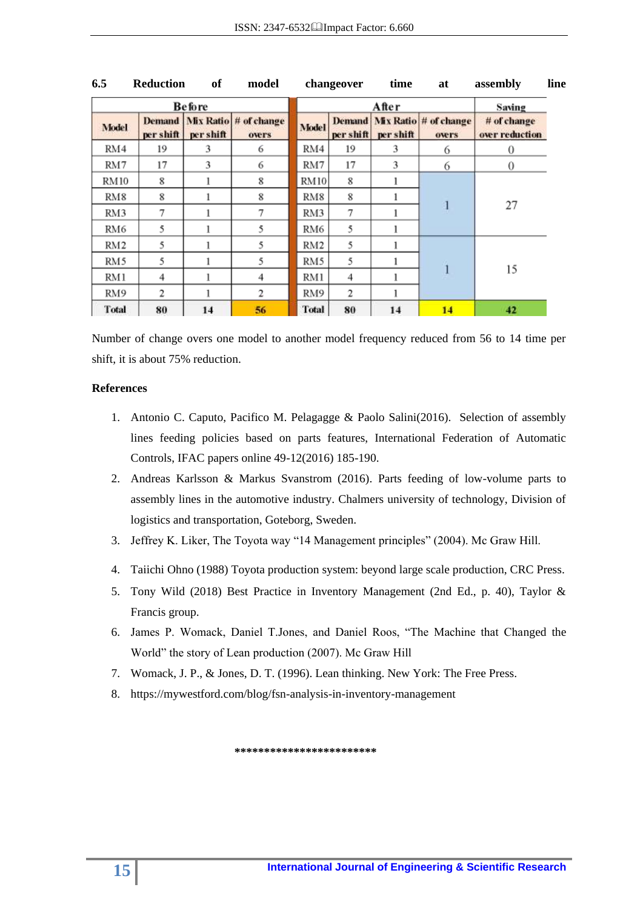### 6.5 Reduction of model changeover time at assembly line

| Before | | | | After | | | | Saving |
|---|---|---|---|---|---|---|---|---|
| Model | Demand per shift | Mix Ratio per shift | # of change overs | Model | Demand per shift | Mix Ratio per shift | # of change overs | # of change over reduction |
| RM4 | 19 | 3 | 6 | RM4 | 19 | 3 | 6 | 0 |
| RM7 | 17 | 3 | 6 | RM7 | 17 | 3 | 6 | 0 |
| RM10 | 8 | 1 | 8 | RM10 | 8 | 1 | 1 | 27 |
| RM8 | 8 | 1 | 8 | RM8 | 8 | 1 | | |
| RM3 | 7 | 1 | 7 | RM3 | 7 | 1 | | |
| RM6 | 5 | 1 | 5 | RM6 | 5 | 1 | | |
| RM2 | 5 | 1 | 5 | RM2 | 5 | 1 | 1 | 15 |
| RM5 | 5 | 1 | 5 | RM5 | 5 | 1 | | |
| RM1 | 4 | 1 | 4 | RM1 | 4 | 1 | | |
| RM9 | 2 | 1 | 2 | RM9 | 2 | 1 | | |
| Total | 80 | 14 | 56 | Total | 80 | 14 | 14 | 42 |

Number of change overs one model to another model frequency reduced from 56 to 14 time per shift, it is about 75% reduction.

**References**

1. Antonio C. Caputo, Pacifico M. Pelagagge & Paolo Salini(2016). Selection of assembly lines feeding policies based on parts features, International Federation of Automatic Controls, IFAC papers online 49-12(2016) 185-190.
2. Andreas Karlsson & Markus Svanstrom (2016). Parts feeding of low-volume parts to assembly lines in the automotive industry. Chalmers university of technology, Division of logistics and transportation, Goteborg, Sweden.
3. Jeffrey K. Liker, The Toyota way "14 Management principles" (2004). Mc Graw Hill.
4. Taiichi Ohno (1988) Toyota production system: beyond large scale production, CRC Press.
5. Tony Wild (2018) Best Practice in Inventory Management (2nd Ed., p. 40), Taylor & Francis group.
6. James P. Womack, Daniel T.Jones, and Daniel Roos, "The Machine that Changed the World" the story of Lean production (2007). Mc Graw Hill
7. Womack, J. P., & Jones, D. T. (1996). Lean thinking. New York: The Free Press.
8. https://mywestford.com/blog/fsn-analysis-in-inventory-management

************************